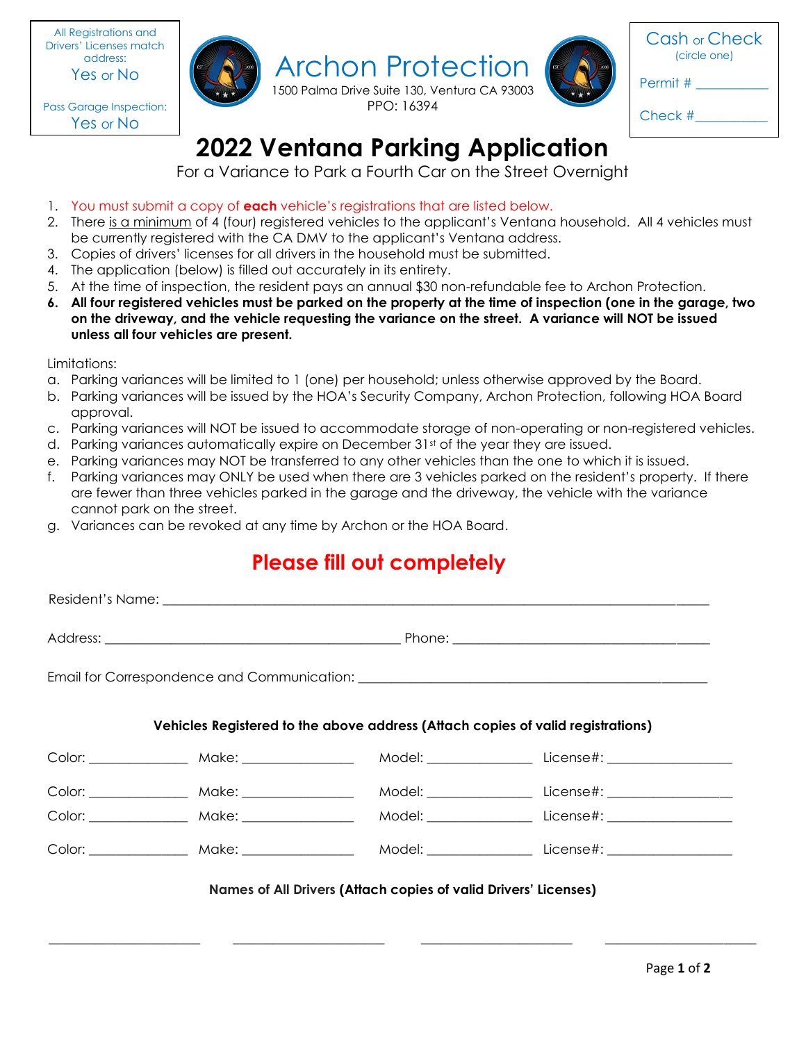All Registrations and Drivers' Licenses match address:
Yes or No

Pass Garage Inspection:
Yes or No

# Archon Protection

1500 Palma Drive Suite 130, Ventura CA 93003
PPO: 16394

Cash or Check
(circle one)

Permit # ___________

Check # ___________

# 2022 Ventana Parking Application

For a Variance to Park a Fourth Car on the Street Overnight

1. You must submit a copy of **each** vehicle's registrations that are listed below.
2. There is a minimum of 4 (four) registered vehicles to the applicant's Ventana household. All 4 vehicles must be currently registered with the CA DMV to the applicant's Ventana address.
3. Copies of drivers' licenses for all drivers in the household must be submitted.
4. The application (below) is filled out accurately in its entirety.
5. At the time of inspection, the resident pays an annual $30 non-refundable fee to Archon Protection.
6. **All four registered vehicles must be parked on the property at the time of inspection (one in the garage, two on the driveway, and the vehicle requesting the variance on the street. A variance will NOT be issued unless all four vehicles are present.**

Limitations:

a. Parking variances will be limited to 1 (one) per household; unless otherwise approved by the Board.
b. Parking variances will be issued by the HOA's Security Company, Archon Protection, following HOA Board approval.
c. Parking variances will NOT be issued to accommodate storage of non-operating or non-registered vehicles.
d. Parking variances automatically expire on December 31st of the year they are issued.
e. Parking variances may NOT be transferred to any other vehicles than the one to which it is issued.
f. Parking variances may ONLY be used when there are 3 vehicles parked on the resident's property. If there are fewer than three vehicles parked in the garage and the driveway, the vehicle with the variance cannot park on the street.
g. Variances can be revoked at any time by Archon or the HOA Board.

## Please fill out completely

Resident's Name: ______________________________________________

Address: ______________________________ Phone: ______________________

Email for Correspondence and Communication: ______________________________

**Vehicles Registered to the above address (Attach copies of valid registrations)**

Color: __________ Make: __________ Model: __________ License#: __________

Color: __________ Make: __________ Model: __________ License#: __________

Color: __________ Make: __________ Model: __________ License#: __________

Color: __________ Make: __________ Model: __________ License#: __________

**Names of All Drivers (Attach copies of valid Drivers' Licenses)**

________________ ________________ ________________ ________________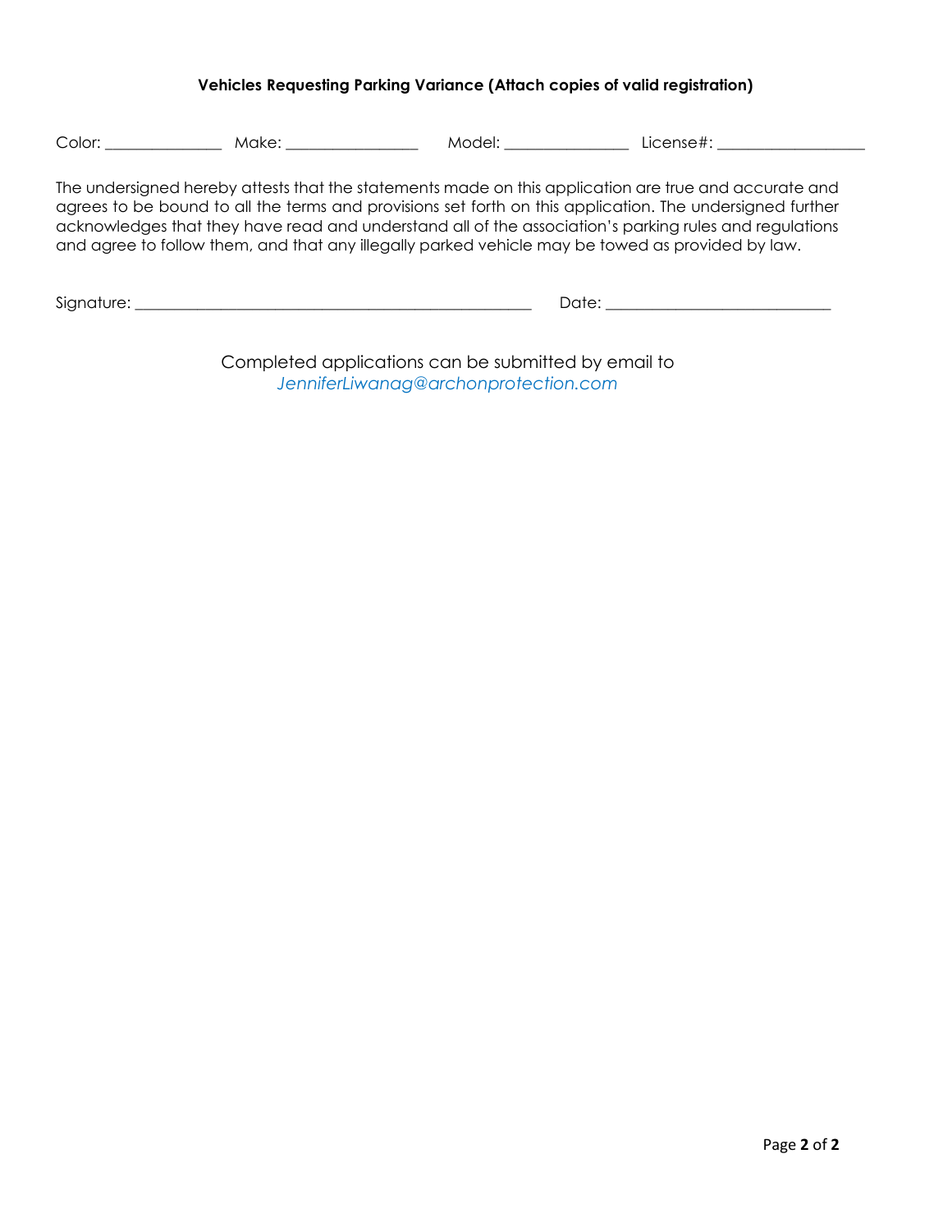**Vehicles Requesting Parking Variance (Attach copies of valid registration)**

Color: _______________ Make: _________________ Model: ________________ License#: ___________________

The undersigned hereby attests that the statements made on this application are true and accurate and agrees to be bound to all the terms and provisions set forth on this application. The undersigned further acknowledges that they have read and understand all of the association's parking rules and regulations and agree to follow them, and that any illegally parked vehicle may be towed as provided by law.

Signature: ____________________________________________________ Date: _____________________________

Completed applications can be submitted by email to *JenniferLiwanag@archonprotection.com*